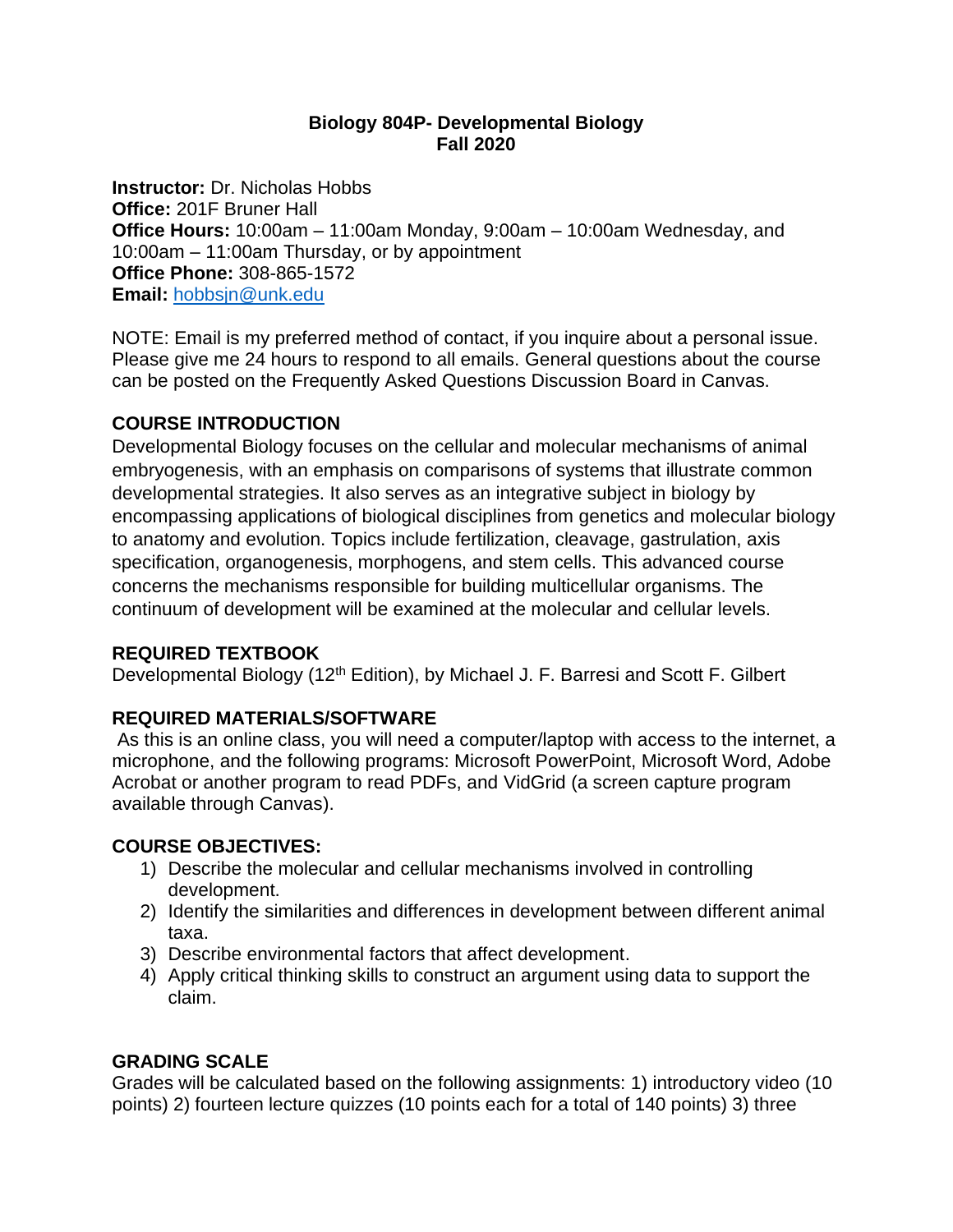**Biology 804P- Developmental Biology**
**Fall 2020**

**Instructor:** Dr. Nicholas Hobbs
**Office:** 201F Bruner Hall
**Office Hours:** 10:00am – 11:00am Monday, 9:00am – 10:00am Wednesday, and 10:00am – 11:00am Thursday, or by appointment
**Office Phone:** 308-865-1572
**Email:** [hobbsjn@unk.edu](mailto:hobbsjn@unk.edu)

NOTE: Email is my preferred method of contact, if you inquire about a personal issue. Please give me 24 hours to respond to all emails. General questions about the course can be posted on the Frequently Asked Questions Discussion Board in Canvas.

## COURSE INTRODUCTION

Developmental Biology focuses on the cellular and molecular mechanisms of animal embryogenesis, with an emphasis on comparisons of systems that illustrate common developmental strategies. It also serves as an integrative subject in biology by encompassing applications of biological disciplines from genetics and molecular biology to anatomy and evolution. Topics include fertilization, cleavage, gastrulation, axis specification, organogenesis, morphogens, and stem cells. This advanced course concerns the mechanisms responsible for building multicellular organisms. The continuum of development will be examined at the molecular and cellular levels.

## REQUIRED TEXTBOOK

Developmental Biology (12th Edition), by Michael J. F. Barresi and Scott F. Gilbert

## REQUIRED MATERIALS/SOFTWARE

As this is an online class, you will need a computer/laptop with access to the internet, a microphone, and the following programs: Microsoft PowerPoint, Microsoft Word, Adobe Acrobat or another program to read PDFs, and VidGrid (a screen capture program available through Canvas).

## COURSE OBJECTIVES:

1) Describe the molecular and cellular mechanisms involved in controlling development.
2) Identify the similarities and differences in development between different animal taxa.
3) Describe environmental factors that affect development.
4) Apply critical thinking skills to construct an argument using data to support the claim.

## GRADING SCALE

Grades will be calculated based on the following assignments: 1) introductory video (10 points) 2) fourteen lecture quizzes (10 points each for a total of 140 points) 3) three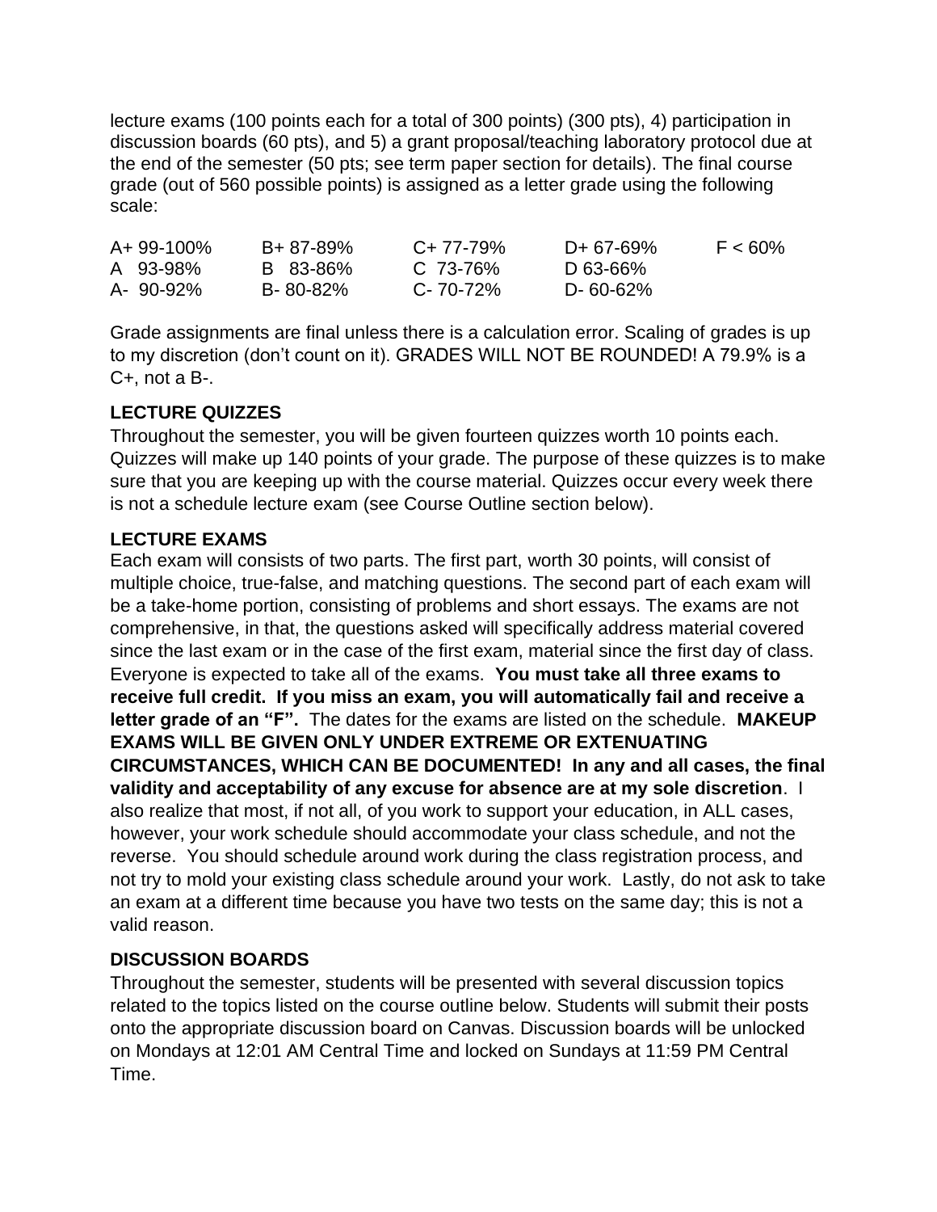lecture exams (100 points each for a total of 300 points) (300 pts), 4) participation in discussion boards (60 pts), and 5) a grant proposal/teaching laboratory protocol due at the end of the semester (50 pts; see term paper section for details). The final course grade (out of 560 possible points) is assigned as a letter grade using the following scale:

| | | | | |
|---|---|---|---|---|
| A+ 99-100% | B+ 87-89% | C+ 77-79% | D+ 67-69% | F < 60% |
| A 93-98% | B 83-86% | C 73-76% | D 63-66% | |
| A- 90-92% | B- 80-82% | C- 70-72% | D- 60-62% | |

Grade assignments are final unless there is a calculation error. Scaling of grades is up to my discretion (don't count on it). GRADES WILL NOT BE ROUNDED! A 79.9% is a C+, not a B-.

### LECTURE QUIZZES

Throughout the semester, you will be given fourteen quizzes worth 10 points each. Quizzes will make up 140 points of your grade. The purpose of these quizzes is to make sure that you are keeping up with the course material. Quizzes occur every week there is not a schedule lecture exam (see Course Outline section below).

### LECTURE EXAMS

Each exam will consists of two parts. The first part, worth 30 points, will consist of multiple choice, true-false, and matching questions. The second part of each exam will be a take-home portion, consisting of problems and short essays. The exams are not comprehensive, in that, the questions asked will specifically address material covered since the last exam or in the case of the first exam, material since the first day of class. Everyone is expected to take all of the exams. **You must take all three exams to receive full credit. If you miss an exam, you will automatically fail and receive a letter grade of an "F".** The dates for the exams are listed on the schedule. **MAKEUP EXAMS WILL BE GIVEN ONLY UNDER EXTREME OR EXTENUATING CIRCUMSTANCES, WHICH CAN BE DOCUMENTED! In any and all cases, the final validity and acceptability of any excuse for absence are at my sole discretion**. I also realize that most, if not all, of you work to support your education, in ALL cases, however, your work schedule should accommodate your class schedule, and not the reverse. You should schedule around work during the class registration process, and not try to mold your existing class schedule around your work. Lastly, do not ask to take an exam at a different time because you have two tests on the same day; this is not a valid reason.

### DISCUSSION BOARDS

Throughout the semester, students will be presented with several discussion topics related to the topics listed on the course outline below. Students will submit their posts onto the appropriate discussion board on Canvas. Discussion boards will be unlocked on Mondays at 12:01 AM Central Time and locked on Sundays at 11:59 PM Central Time.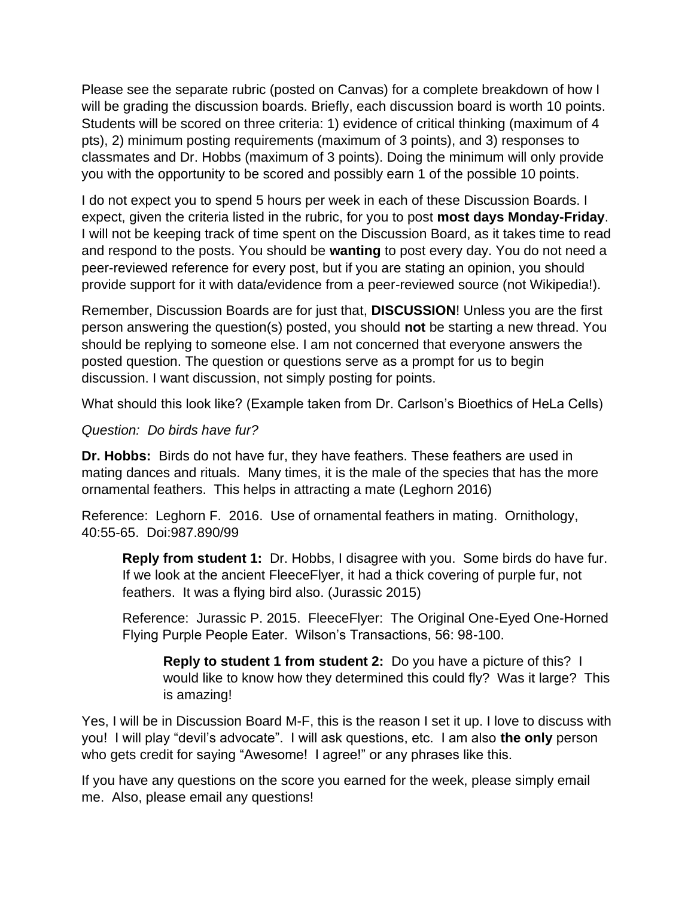Please see the separate rubric (posted on Canvas) for a complete breakdown of how I will be grading the discussion boards. Briefly, each discussion board is worth 10 points. Students will be scored on three criteria: 1) evidence of critical thinking (maximum of 4 pts), 2) minimum posting requirements (maximum of 3 points), and 3) responses to classmates and Dr. Hobbs (maximum of 3 points). Doing the minimum will only provide you with the opportunity to be scored and possibly earn 1 of the possible 10 points.

I do not expect you to spend 5 hours per week in each of these Discussion Boards. I expect, given the criteria listed in the rubric, for you to post **most days Monday-Friday**. I will not be keeping track of time spent on the Discussion Board, as it takes time to read and respond to the posts. You should be **wanting** to post every day. You do not need a peer-reviewed reference for every post, but if you are stating an opinion, you should provide support for it with data/evidence from a peer-reviewed source (not Wikipedia!).

Remember, Discussion Boards are for just that, **DISCUSSION**! Unless you are the first person answering the question(s) posted, you should **not** be starting a new thread. You should be replying to someone else. I am not concerned that everyone answers the posted question. The question or questions serve as a prompt for us to begin discussion. I want discussion, not simply posting for points.

What should this look like? (Example taken from Dr. Carlson's Bioethics of HeLa Cells)

*Question: Do birds have fur?*

**Dr. Hobbs:** Birds do not have fur, they have feathers. These feathers are used in mating dances and rituals. Many times, it is the male of the species that has the more ornamental feathers. This helps in attracting a mate (Leghorn 2016)

Reference: Leghorn F. 2016. Use of ornamental feathers in mating. Ornithology, 40:55-65. Doi:987.890/99

> **Reply from student 1:** Dr. Hobbs, I disagree with you. Some birds do have fur. If we look at the ancient FleeceFlyer, it had a thick covering of purple fur, not feathers. It was a flying bird also. (Jurassic 2015)
>
> Reference: Jurassic P. 2015. FleeceFlyer: The Original One-Eyed One-Horned Flying Purple People Eater. Wilson's Transactions, 56: 98-100.
>
> > **Reply to student 1 from student 2:** Do you have a picture of this? I would like to know how they determined this could fly? Was it large? This is amazing!

Yes, I will be in Discussion Board M-F, this is the reason I set it up. I love to discuss with you! I will play "devil's advocate". I will ask questions, etc. I am also **the only** person who gets credit for saying "Awesome! I agree!" or any phrases like this.

If you have any questions on the score you earned for the week, please simply email me. Also, please email any questions!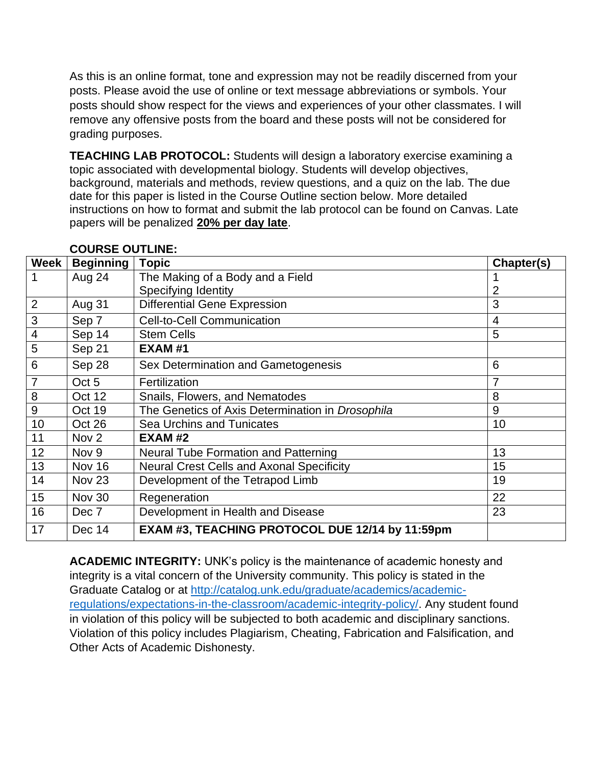As this is an online format, tone and expression may not be readily discerned from your posts. Please avoid the use of online or text message abbreviations or symbols. Your posts should show respect for the views and experiences of your other classmates. I will remove any offensive posts from the board and these posts will not be considered for grading purposes.

**TEACHING LAB PROTOCOL:** Students will design a laboratory exercise examining a topic associated with developmental biology. Students will develop objectives, background, materials and methods, review questions, and a quiz on the lab. The due date for this paper is listed in the Course Outline section below. More detailed instructions on how to format and submit the lab protocol can be found on Canvas. Late papers will be penalized **20% per day late**.

**COURSE OUTLINE:**

| Week | Beginning | Topic | Chapter(s) |
|---|---|---|---|
| 1 | Aug 24 | The Making of a Body and a Field<br>Specifying Identity | 1<br>2 |
| 2 | Aug 31 | Differential Gene Expression | 3 |
| 3 | Sep 7 | Cell-to-Cell Communication | 4 |
| 4 | Sep 14 | Stem Cells | 5 |
| 5 | Sep 21 | **EXAM #1** | |
| 6 | Sep 28 | Sex Determination and Gametogenesis | 6 |
| 7 | Oct 5 | Fertilization | 7 |
| 8 | Oct 12 | Snails, Flowers, and Nematodes | 8 |
| 9 | Oct 19 | The Genetics of Axis Determination in *Drosophila* | 9 |
| 10 | Oct 26 | Sea Urchins and Tunicates | 10 |
| 11 | Nov 2 | **EXAM #2** | |
| 12 | Nov 9 | Neural Tube Formation and Patterning | 13 |
| 13 | Nov 16 | Neural Crest Cells and Axonal Specificity | 15 |
| 14 | Nov 23 | Development of the Tetrapod Limb | 19 |
| 15 | Nov 30 | Regeneration | 22 |
| 16 | Dec 7 | Development in Health and Disease | 23 |
| 17 | Dec 14 | **EXAM #3, TEACHING PROTOCOL DUE 12/14 by 11:59pm** | |

**ACADEMIC INTEGRITY:** UNK's policy is the maintenance of academic honesty and integrity is a vital concern of the University community. This policy is stated in the Graduate Catalog or at [http://catalog.unk.edu/graduate/academics/academic-regulations/expectations-in-the-classroom/academic-integrity-policy/](http://catalog.unk.edu/graduate/academics/academic-regulations/expectations-in-the-classroom/academic-integrity-policy/). Any student found in violation of this policy will be subjected to both academic and disciplinary sanctions. Violation of this policy includes Plagiarism, Cheating, Fabrication and Falsification, and Other Acts of Academic Dishonesty.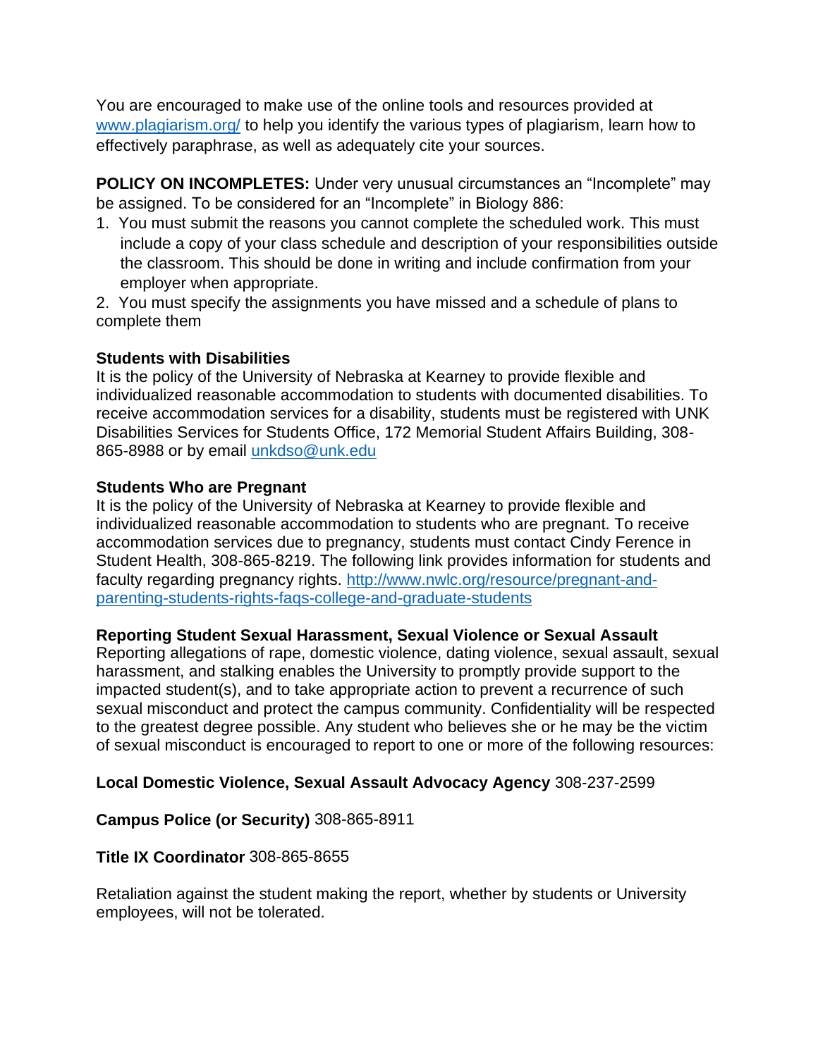You are encouraged to make use of the online tools and resources provided at www.plagiarism.org/ to help you identify the various types of plagiarism, learn how to effectively paraphrase, as well as adequately cite your sources.

**POLICY ON INCOMPLETES:** Under very unusual circumstances an "Incomplete" may be assigned. To be considered for an "Incomplete" in Biology 886:

1. You must submit the reasons you cannot complete the scheduled work. This must include a copy of your class schedule and description of your responsibilities outside the classroom. This should be done in writing and include confirmation from your employer when appropriate.
2. You must specify the assignments you have missed and a schedule of plans to complete them

**Students with Disabilities**

It is the policy of the University of Nebraska at Kearney to provide flexible and individualized reasonable accommodation to students with documented disabilities. To receive accommodation services for a disability, students must be registered with UNK Disabilities Services for Students Office, 172 Memorial Student Affairs Building, 308-865-8988 or by email unkdso@unk.edu

**Students Who are Pregnant**

It is the policy of the University of Nebraska at Kearney to provide flexible and individualized reasonable accommodation to students who are pregnant. To receive accommodation services due to pregnancy, students must contact Cindy Ference in Student Health, 308-865-8219. The following link provides information for students and faculty regarding pregnancy rights. http://www.nwlc.org/resource/pregnant-and-parenting-students-rights-faqs-college-and-graduate-students

**Reporting Student Sexual Harassment, Sexual Violence or Sexual Assault**

Reporting allegations of rape, domestic violence, dating violence, sexual assault, sexual harassment, and stalking enables the University to promptly provide support to the impacted student(s), and to take appropriate action to prevent a recurrence of such sexual misconduct and protect the campus community. Confidentiality will be respected to the greatest degree possible. Any student who believes she or he may be the victim of sexual misconduct is encouraged to report to one or more of the following resources:

**Local Domestic Violence, Sexual Assault Advocacy Agency** 308-237-2599

**Campus Police (or Security)** 308-865-8911

**Title IX Coordinator** 308-865-8655

Retaliation against the student making the report, whether by students or University employees, will not be tolerated.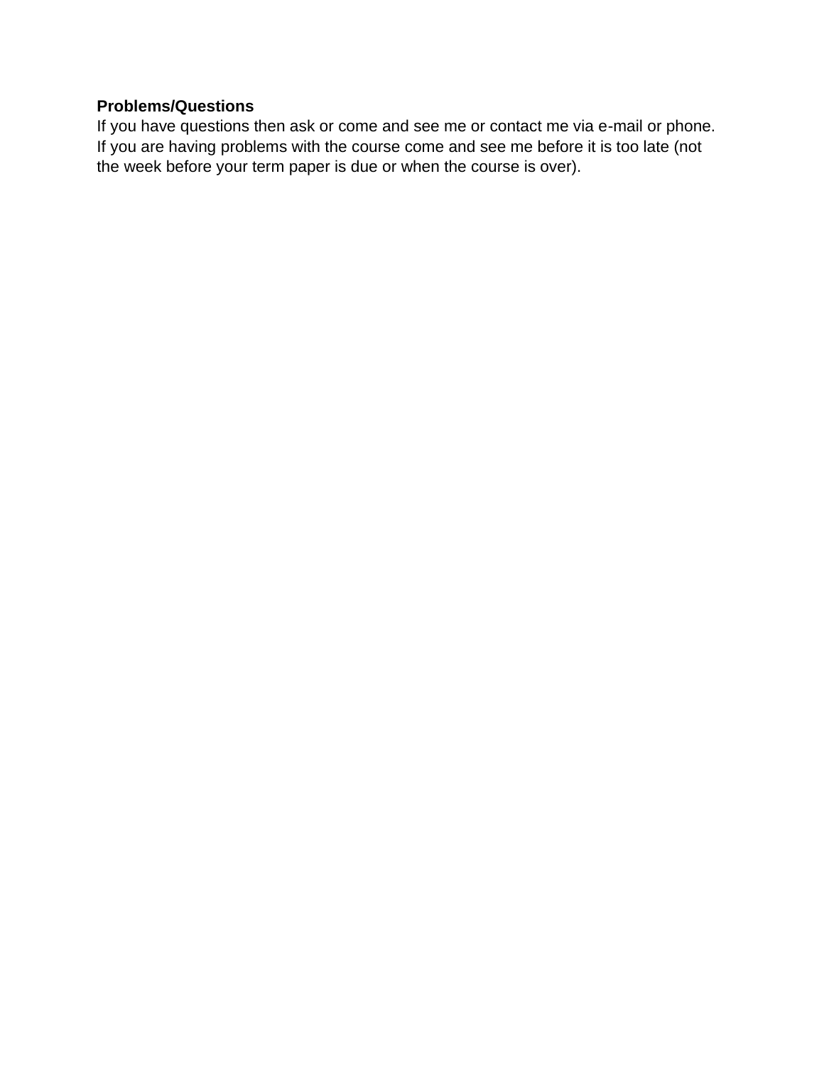**Problems/Questions**

If you have questions then ask or come and see me or contact me via e-mail or phone. If you are having problems with the course come and see me before it is too late (not the week before your term paper is due or when the course is over).